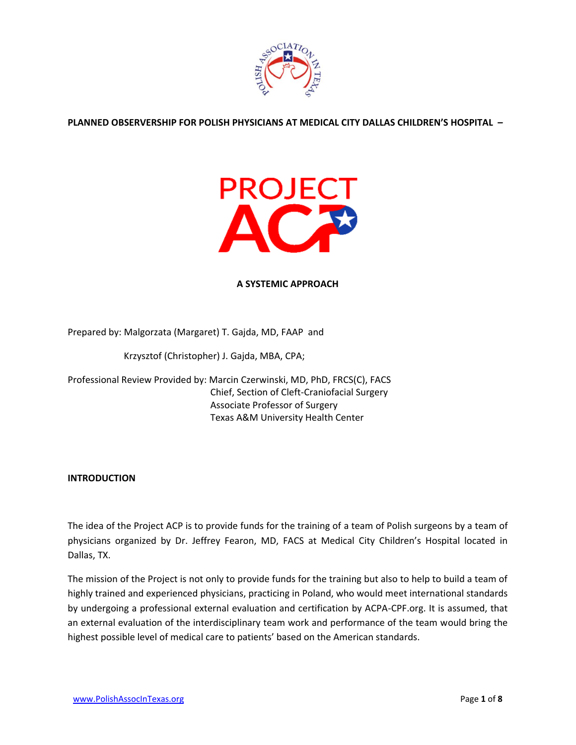**PLANNED OBSERVERSHIP FOR POLISH PHYSICIANS AT MEDICAL CITY DALLAS CHILDREN'S HOSPITAL –**

# PROJECT ACP

**A SYSTEMIC APPROACH**

Prepared by: Malgorzata (Margaret) T. Gajda, MD, FAAP and

Krzysztof (Christopher) J. Gajda, MBA, CPA;

Professional Review Provided by: Marcin Czerwinski, MD, PhD, FRCS(C), FACS
Chief, Section of Cleft-Craniofacial Surgery
Associate Professor of Surgery
Texas A&M University Health Center

## INTRODUCTION

The idea of the Project ACP is to provide funds for the training of a team of Polish surgeons by a team of physicians organized by Dr. Jeffrey Fearon, MD, FACS at Medical City Children's Hospital located in Dallas, TX.

The mission of the Project is not only to provide funds for the training but also to help to build a team of highly trained and experienced physicians, practicing in Poland, who would meet international standards by undergoing a professional external evaluation and certification by ACPA-CPF.org. It is assumed, that an external evaluation of the interdisciplinary team work and performance of the team would bring the highest possible level of medical care to patients' based on the American standards.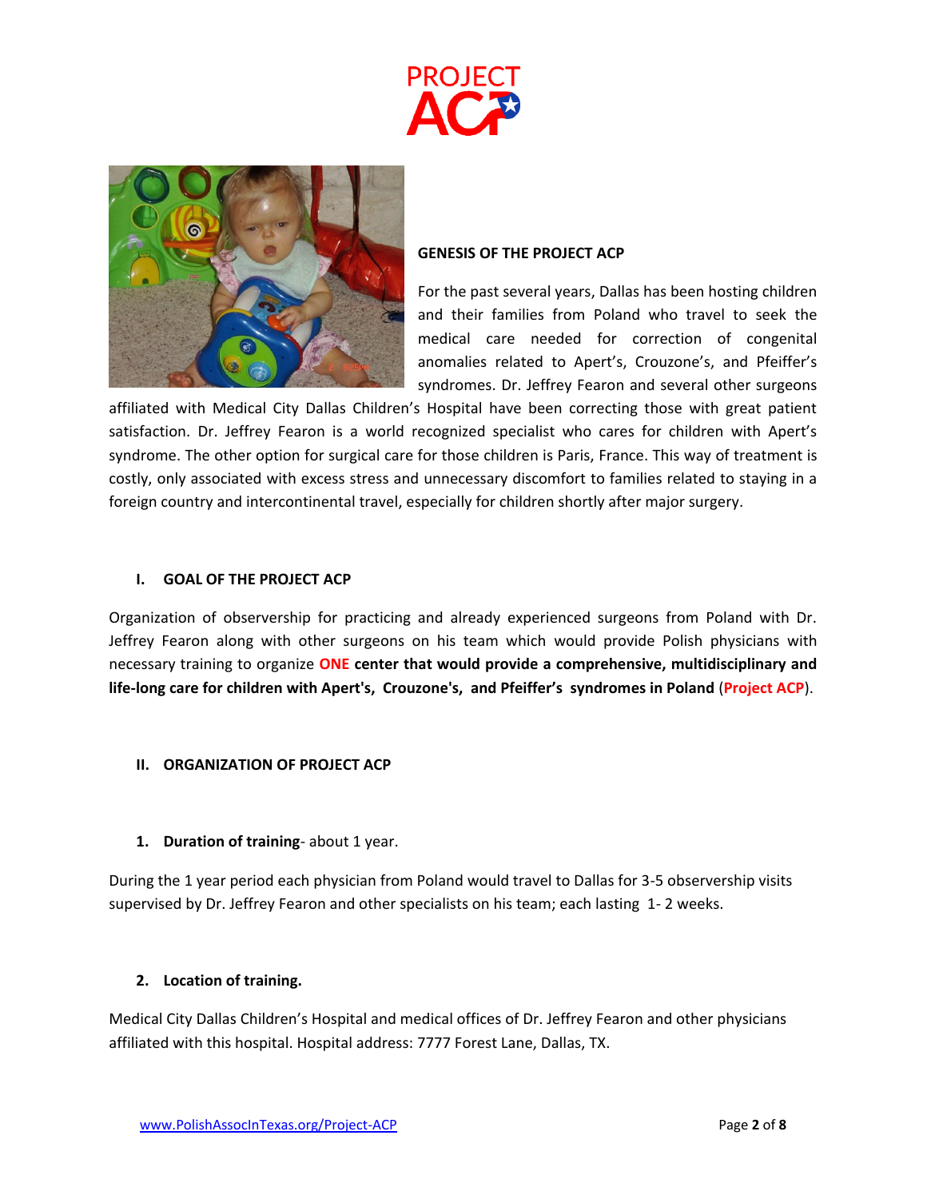PROJECT ACP

## GENESIS OF THE PROJECT ACP

For the past several years, Dallas has been hosting children and their families from Poland who travel to seek the medical care needed for correction of congenital anomalies related to Apert's, Crouzone's, and Pfeiffer's syndromes. Dr. Jeffrey Fearon and several other surgeons affiliated with Medical City Dallas Children's Hospital have been correcting those with great patient satisfaction. Dr. Jeffrey Fearon is a world recognized specialist who cares for children with Apert's syndrome. The other option for surgical care for those children is Paris, France. This way of treatment is costly, only associated with excess stress and unnecessary discomfort to families related to staying in a foreign country and intercontinental travel, especially for children shortly after major surgery.

## I. GOAL OF THE PROJECT ACP

Organization of observership for practicing and already experienced surgeons from Poland with Dr. Jeffrey Fearon along with other surgeons on his team which would provide Polish physicians with necessary training to organize **ONE center that would provide a comprehensive, multidisciplinary and life-long care for children with Apert's, Crouzone's, and Pfeiffer's syndromes in Poland** (**Project ACP**).

## II. ORGANIZATION OF PROJECT ACP

### 1. Duration of training- about 1 year.

During the 1 year period each physician from Poland would travel to Dallas for 3-5 observership visits supervised by Dr. Jeffrey Fearon and other specialists on his team; each lasting 1- 2 weeks.

### 2. Location of training.

Medical City Dallas Children's Hospital and medical offices of Dr. Jeffrey Fearon and other physicians affiliated with this hospital. Hospital address: 7777 Forest Lane, Dallas, TX.

www.PolishAssocInTexas.org/Project-ACP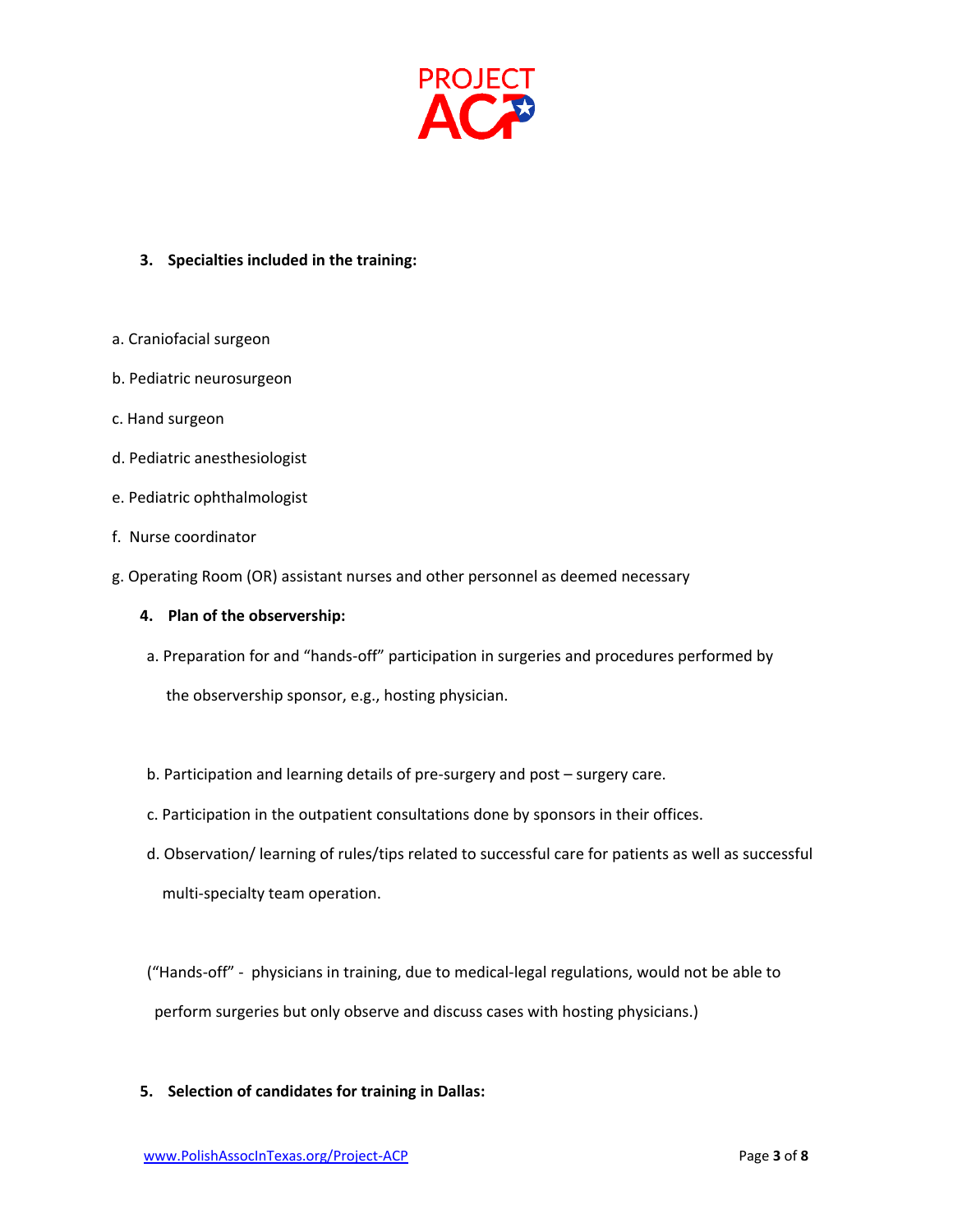**3. Specialties included in the training:**

a. Craniofacial surgeon

b. Pediatric neurosurgeon

c. Hand surgeon

d. Pediatric anesthesiologist

e. Pediatric ophthalmologist

f. Nurse coordinator

g. Operating Room (OR) assistant nurses and other personnel as deemed necessary

**4. Plan of the observership:**

a. Preparation for and "hands-off" participation in surgeries and procedures performed by the observership sponsor, e.g., hosting physician.

b. Participation and learning details of pre-surgery and post – surgery care.

c. Participation in the outpatient consultations done by sponsors in their offices.

d. Observation/ learning of rules/tips related to successful care for patients as well as successful multi-specialty team operation.

("Hands-off" - physicians in training, due to medical-legal regulations, would not be able to perform surgeries but only observe and discuss cases with hosting physicians.)

**5. Selection of candidates for training in Dallas:**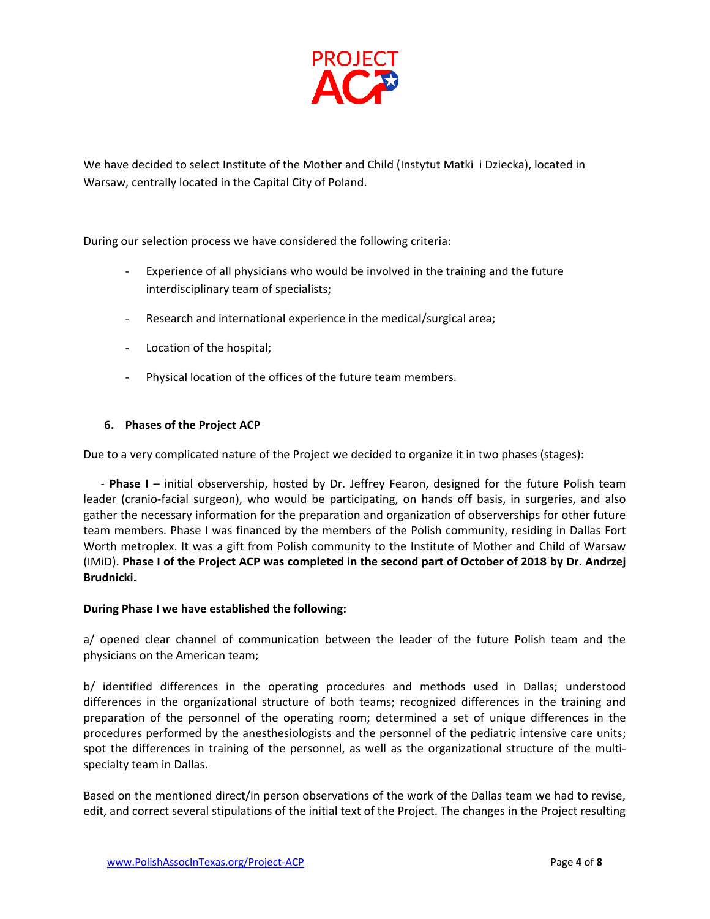We have decided to select Institute of the Mother and Child (Instytut Matki i Dziecka), located in Warsaw, centrally located in the Capital City of Poland.

During our selection process we have considered the following criteria:

- Experience of all physicians who would be involved in the training and the future interdisciplinary team of specialists;
- Research and international experience in the medical/surgical area;
- Location of the hospital;
- Physical location of the offices of the future team members.

## 6. Phases of the Project ACP

Due to a very complicated nature of the Project we decided to organize it in two phases (stages):

- **Phase I** – initial observership, hosted by Dr. Jeffrey Fearon, designed for the future Polish team leader (cranio-facial surgeon), who would be participating, on hands off basis, in surgeries, and also gather the necessary information for the preparation and organization of observerships for other future team members. Phase I was financed by the members of the Polish community, residing in Dallas Fort Worth metroplex. It was a gift from Polish community to the Institute of Mother and Child of Warsaw (IMiD). **Phase I of the Project ACP was completed in the second part of October of 2018 by Dr. Andrzej Brudnicki.**

**During Phase I we have established the following:**

a/ opened clear channel of communication between the leader of the future Polish team and the physicians on the American team;

b/ identified differences in the operating procedures and methods used in Dallas; understood differences in the organizational structure of both teams; recognized differences in the training and preparation of the personnel of the operating room; determined a set of unique differences in the procedures performed by the anesthesiologists and the personnel of the pediatric intensive care units; spot the differences in training of the personnel, as well as the organizational structure of the multi-specialty team in Dallas.

Based on the mentioned direct/in person observations of the work of the Dallas team we had to revise, edit, and correct several stipulations of the initial text of the Project. The changes in the Project resulting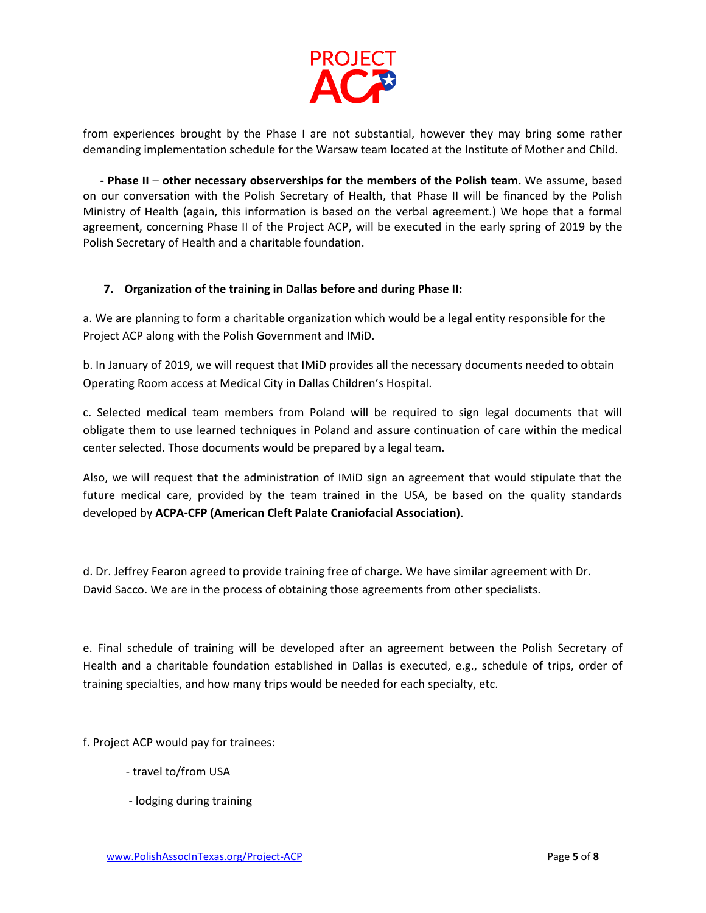from experiences brought by the Phase I are not substantial, however they may bring some rather demanding implementation schedule for the Warsaw team located at the Institute of Mother and Child.

**- Phase II** – **other necessary observerships for the members of the Polish team.** We assume, based on our conversation with the Polish Secretary of Health, that Phase II will be financed by the Polish Ministry of Health (again, this information is based on the verbal agreement.) We hope that a formal agreement, concerning Phase II of the Project ACP, will be executed in the early spring of 2019 by the Polish Secretary of Health and a charitable foundation.

## 7. Organization of the training in Dallas before and during Phase II:

a. We are planning to form a charitable organization which would be a legal entity responsible for the Project ACP along with the Polish Government and IMiD.

b. In January of 2019, we will request that IMiD provides all the necessary documents needed to obtain Operating Room access at Medical City in Dallas Children's Hospital.

c. Selected medical team members from Poland will be required to sign legal documents that will obligate them to use learned techniques in Poland and assure continuation of care within the medical center selected. Those documents would be prepared by a legal team.

Also, we will request that the administration of IMiD sign an agreement that would stipulate that the future medical care, provided by the team trained in the USA, be based on the quality standards developed by **ACPA-CFP (American Cleft Palate Craniofacial Association)**.

d. Dr. Jeffrey Fearon agreed to provide training free of charge. We have similar agreement with Dr. David Sacco. We are in the process of obtaining those agreements from other specialists.

e. Final schedule of training will be developed after an agreement between the Polish Secretary of Health and a charitable foundation established in Dallas is executed, e.g., schedule of trips, order of training specialties, and how many trips would be needed for each specialty, etc.

f. Project ACP would pay for trainees:

- travel to/from USA
- lodging during training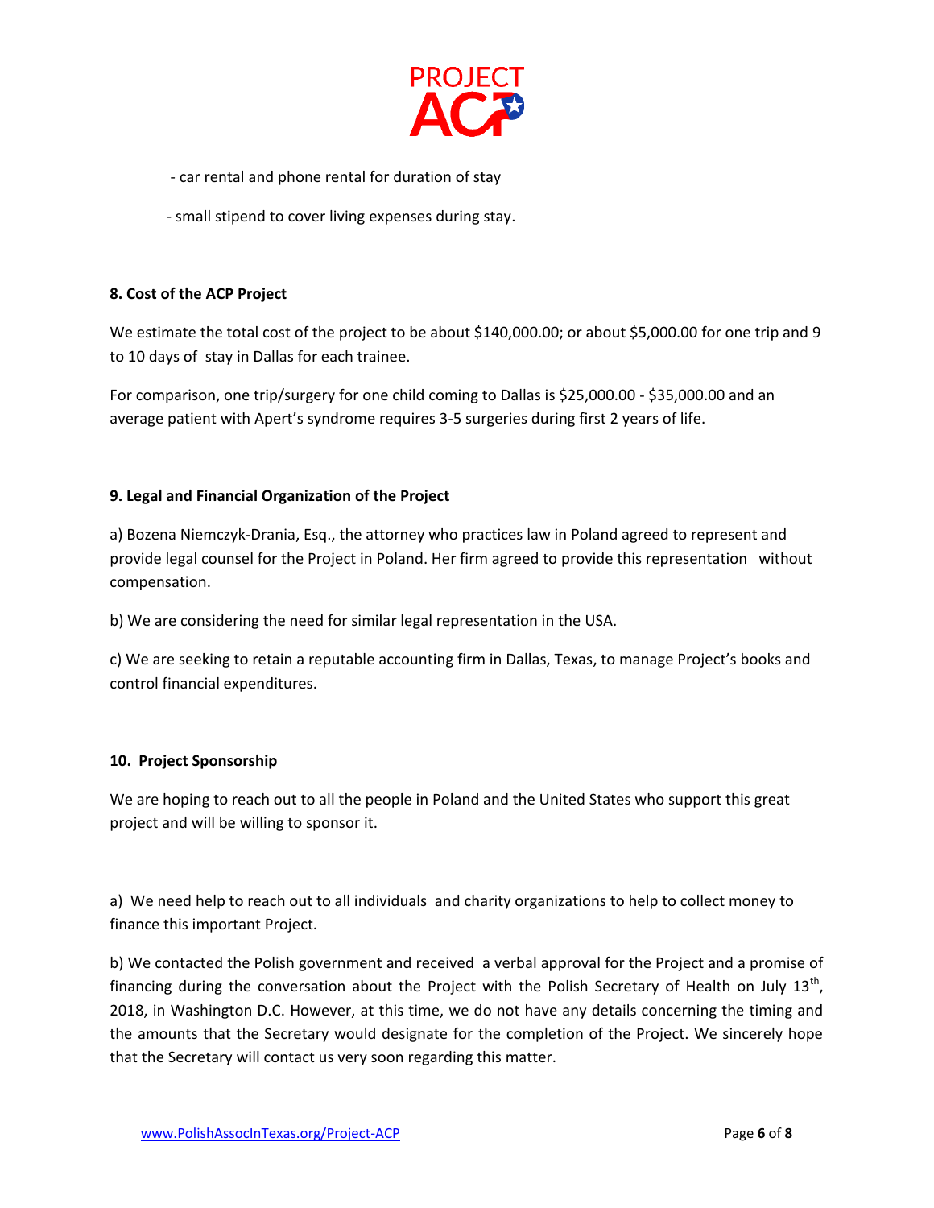- car rental and phone rental for duration of stay
- small stipend to cover living expenses during stay.

**8. Cost of the ACP Project**

We estimate the total cost of the project to be about $140,000.00; or about $5,000.00 for one trip and 9 to 10 days of stay in Dallas for each trainee.

For comparison, one trip/surgery for one child coming to Dallas is $25,000.00 - $35,000.00 and an average patient with Apert's syndrome requires 3-5 surgeries during first 2 years of life.

**9. Legal and Financial Organization of the Project**

a) Bozena Niemczyk-Drania, Esq., the attorney who practices law in Poland agreed to represent and provide legal counsel for the Project in Poland. Her firm agreed to provide this representation without compensation.

b) We are considering the need for similar legal representation in the USA.

c) We are seeking to retain a reputable accounting firm in Dallas, Texas, to manage Project's books and control financial expenditures.

**10. Project Sponsorship**

We are hoping to reach out to all the people in Poland and the United States who support this great project and will be willing to sponsor it.

a) We need help to reach out to all individuals and charity organizations to help to collect money to finance this important Project.

b) We contacted the Polish government and received a verbal approval for the Project and a promise of financing during the conversation about the Project with the Polish Secretary of Health on July 13th, 2018, in Washington D.C. However, at this time, we do not have any details concerning the timing and the amounts that the Secretary would designate for the completion of the Project. We sincerely hope that the Secretary will contact us very soon regarding this matter.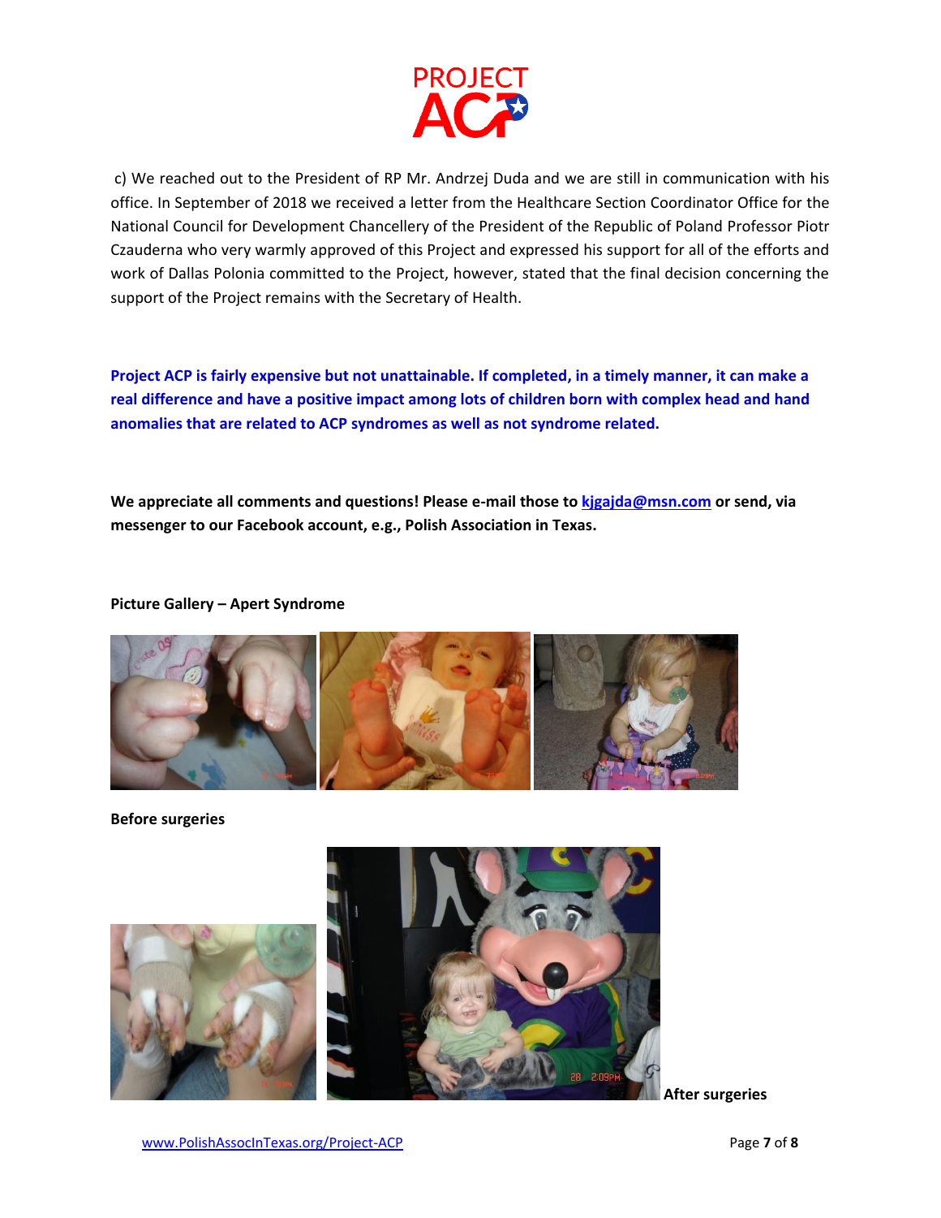c) We reached out to the President of RP Mr. Andrzej Duda and we are still in communication with his office. In September of 2018 we received a letter from the Healthcare Section Coordinator Office for the National Council for Development Chancellery of the President of the Republic of Poland Professor Piotr Czauderna who very warmly approved of this Project and expressed his support for all of the efforts and work of Dallas Polonia committed to the Project, however, stated that the final decision concerning the support of the Project remains with the Secretary of Health.

**Project ACP is fairly expensive but not unattainable. If completed, in a timely manner, it can make a real difference and have a positive impact among lots of children born with complex head and hand anomalies that are related to ACP syndromes as well as not syndrome related.**

**We appreciate all comments and questions! Please e-mail those to [kjgajda@msn.com](mailto:kjgajda@msn.com) or send, via messenger to our Facebook account, e.g., Polish Association in Texas.**

**Picture Gallery – Apert Syndrome**

**Before surgeries**

**After surgeries**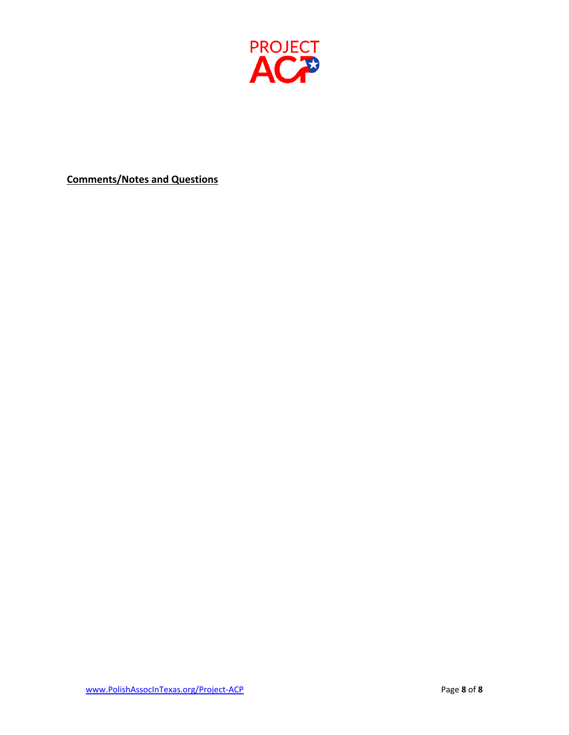**Comments/Notes and Questions**